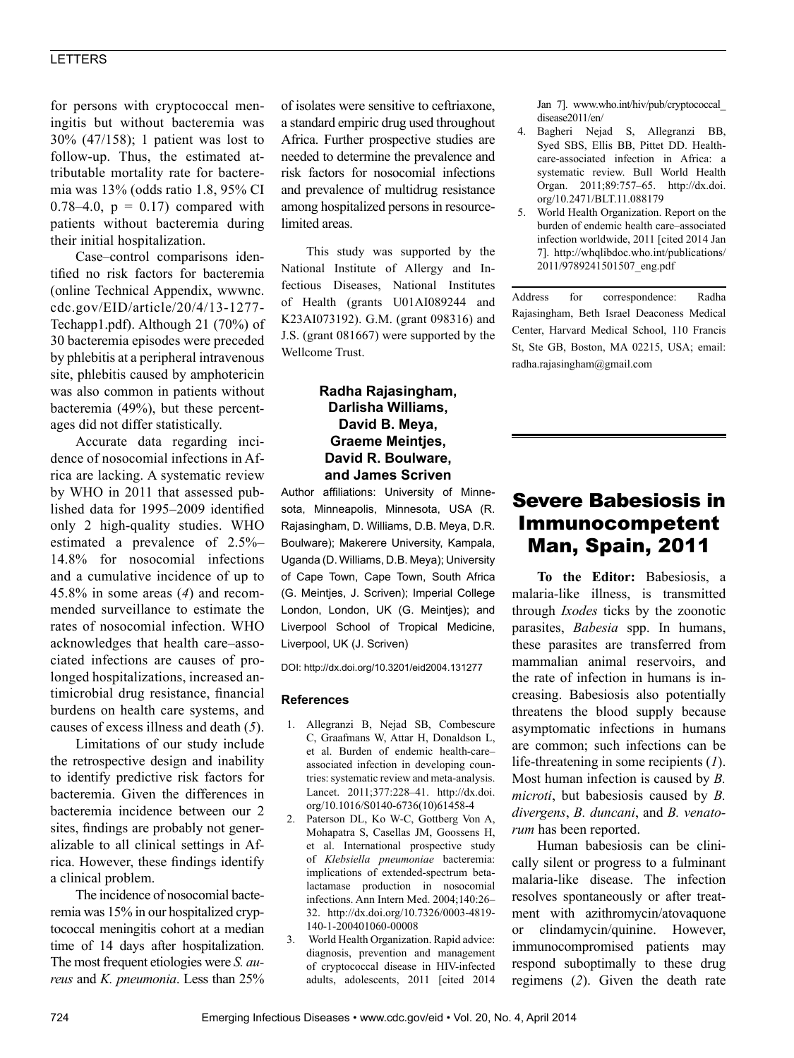for persons with cryptococcal meningitis but without bacteremia was 30% (47/158); 1 patient was lost to follow-up. Thus, the estimated attributable mortality rate for bacteremia was 13% (odds ratio 1.8, 95% CI 0.78–4.0, $p = 0.17$) compared with patients without bacteremia during their initial hospitalization.

Case–control comparisons identified no risk factors for bacteremia (online Technical Appendix, wwwnc.cdc.gov/EID/article/20/4/13-1277-Techapp1.pdf). Although 21 (70%) of 30 bacteremia episodes were preceded by phlebitis at a peripheral intravenous site, phlebitis caused by amphotericin was also common in patients without bacteremia (49%), but these percentages did not differ statistically.

Accurate data regarding incidence of nosocomial infections in Africa are lacking. A systematic review by WHO in 2011 that assessed published data for 1995–2009 identified only 2 high-quality studies. WHO estimated a prevalence of 2.5%–14.8% for nosocomial infections and a cumulative incidence of up to 45.8% in some areas (*4*) and recommended surveillance to estimate the rates of nosocomial infection. WHO acknowledges that health care–associated infections are causes of prolonged hospitalizations, increased antimicrobial drug resistance, financial burdens on health care systems, and causes of excess illness and death (*5*).

Limitations of our study include the retrospective design and inability to identify predictive risk factors for bacteremia. Given the differences in bacteremia incidence between our 2 sites, findings are probably not generalizable to all clinical settings in Africa. However, these findings identify a clinical problem.

The incidence of nosocomial bacteremia was 15% in our hospitalized cryptococcal meningitis cohort at a median time of 14 days after hospitalization. The most frequent etiologies were *S. aureus* and *K. pneumonia*. Less than 25% of isolates were sensitive to ceftriaxone, a standard empiric drug used throughout Africa. Further prospective studies are needed to determine the prevalence and risk factors for nosocomial infections and prevalence of multidrug resistance among hospitalized persons in resource-limited areas.

This study was supported by the National Institute of Allergy and Infectious Diseases, National Institutes of Health (grants U01AI089244 and K23AI073192). G.M. (grant 098316) and J.S. (grant 081667) were supported by the Wellcome Trust.

**Radha Rajasingham, Darlisha Williams, David B. Meya, Graeme Meintjes, David R. Boulware, and James Scriven**

Author affiliations: University of Minnesota, Minneapolis, Minnesota, USA (R. Rajasingham, D. Williams, D.B. Meya, D.R. Boulware); Makerere University, Kampala, Uganda (D. Williams, D.B. Meya); University of Cape Town, Cape Town, South Africa (G. Meintjes, J. Scriven); Imperial College London, London, UK (G. Meintjes); and Liverpool School of Tropical Medicine, Liverpool, UK (J. Scriven)

DOI: http://dx.doi.org/10.3201/eid2004.131277

### References

1. Allegranzi B, Nejad SB, Combescure C, Graafmans W, Attar H, Donaldson L, et al. Burden of endemic health-care–associated infection in developing countries: systematic review and meta-analysis. Lancet. 2011;377:228–41. http://dx.doi.org/10.1016/S0140-6736(10)61458-4
2. Paterson DL, Ko W-C, Gottberg Von A, Mohapatra S, Casellas JM, Goossens H, et al. International prospective study of *Klebsiella pneumoniae* bacteremia: implications of extended-spectrum beta-lactamase production in nosocomial infections. Ann Intern Med. 2004;140:26–32. http://dx.doi.org/10.7326/0003-4819-140-1-200401060-00008
3. World Health Organization. Rapid advice: diagnosis, prevention and management of cryptococcal disease in HIV-infected adults, adolescents, 2011 [cited 2014 Jan 7]. www.who.int/hiv/pub/cryptococcal_disease2011/en/
4. Bagheri Nejad S, Allegranzi BB, Syed SBS, Ellis BB, Pittet DD. Health-care-associated infection in Africa: a systematic review. Bull World Health Organ. 2011;89:757–65. http://dx.doi.org/10.2471/BLT.11.088179
5. World Health Organization. Report on the burden of endemic health care–associated infection worldwide, 2011 [cited 2014 Jan 7]. http://whqlibdoc.who.int/publications/2011/9789241501507_eng.pdf

Address for correspondence: Radha Rajasingham, Beth Israel Deaconess Medical Center, Harvard Medical School, 110 Francis St, Ste GB, Boston, MA 02215, USA; email: radha.rajasingham@gmail.com

# Severe Babesiosis in Immunocompetent Man, Spain, 2011

**To the Editor:** Babesiosis, a malaria-like illness, is transmitted through *Ixodes* ticks by the zoonotic parasites, *Babesia* spp. In humans, these parasites are transferred from mammalian animal reservoirs, and the rate of infection in humans is increasing. Babesiosis also potentially threatens the blood supply because asymptomatic infections in humans are common; such infections can be life-threatening in some recipients (*1*). Most human infection is caused by *B. microti*, but babesiosis caused by *B. divergens*, *B. duncani*, and *B. venatorum* has been reported.

Human babesiosis can be clinically silent or progress to a fulminant malaria-like disease. The infection resolves spontaneously or after treatment with azithromycin/atovaquone or clindamycin/quinine. However, immunocompromised patients may respond suboptimally to these drug regimens (*2*). Given the death rate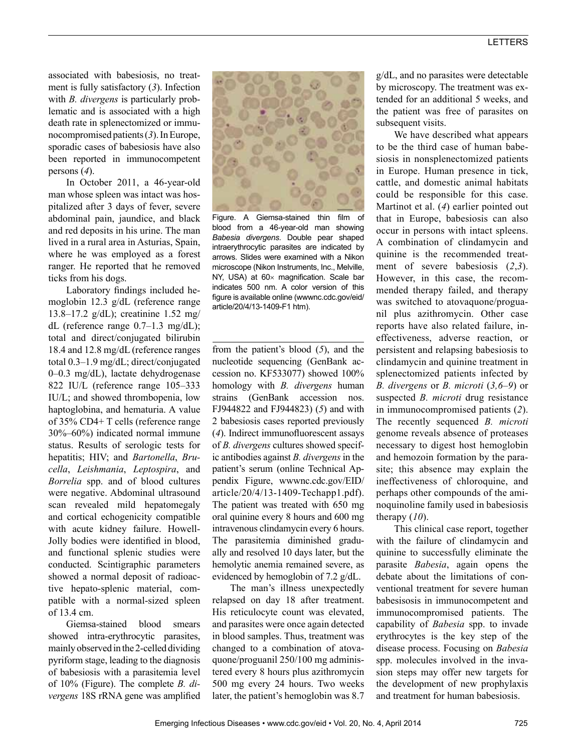associated with babesiosis, no treatment is fully satisfactory (*3*). Infection with *B. divergens* is particularly problematic and is associated with a high death rate in splenectomized or immunocompromised patients (*3*). In Europe, sporadic cases of babesiosis have also been reported in immunocompetent persons (*4*).

In October 2011, a 46-year-old man whose spleen was intact was hospitalized after 3 days of fever, severe abdominal pain, jaundice, and black and red deposits in his urine. The man lived in a rural area in Asturias, Spain, where he was employed as a forest ranger. He reported that he removed ticks from his dogs.

Laboratory findings included hemoglobin 12.3 g/dL (reference range 13.8–17.2 g/dL); creatinine 1.52 mg/dL (reference range 0.7–1.3 mg/dL); total and direct/conjugated bilirubin 18.4 and 12.8 mg/dL (reference ranges total 0.3–1.9 mg/dL; direct/conjugated 0–0.3 mg/dL), lactate dehydrogenase 822 IU/L (reference range 105–333 IU/L; and showed thrombopenia, low haptoglobina, and hematuria. A value of 35% CD4+ T cells (reference range 30%–60%) indicated normal immune status. Results of serologic tests for hepatitis; HIV; and *Bartonella*, *Brucella*, *Leishmania*, *Leptospira*, and *Borrelia* spp. and of blood cultures were negative. Abdominal ultrasound scan revealed mild hepatomegaly and cortical echogenicity compatible with acute kidney failure. Howell-Jolly bodies were identified in blood, and functional splenic studies were conducted. Scintigraphic parameters showed a normal deposit of radioactive hepato-splenic material, compatible with a normal-sized spleen of 13.4 cm.

Giemsa-stained blood smears showed intra-erythrocytic parasites, mainly observed in the 2-celled dividing pyriform stage, leading to the diagnosis of babesiosis with a parasitemia level of 10% (Figure). The complete *B. divergens* 18S rRNA gene was amplified from the patient's blood (*5*), and the nucleotide sequencing (GenBank accession no. KF533077) showed 100% homology with *B. divergens* human strains (GenBank accession nos. FJ944822 and FJ944823) (*5*) and with 2 babesiosis cases reported previously (*4*). Indirect immunofluorescent assays of *B. divergens* cultures showed specific antibodies against *B. divergens* in the patient's serum (online Technical Appendix Figure, wwwnc.cdc.gov/EID/article/20/4/13-1409-Techapp1.pdf). The patient was treated with 650 mg oral quinine every 8 hours and 600 mg intravenous clindamycin every 6 hours. The parasitemia diminished gradually and resolved 10 days later, but the hemolytic anemia remained severe, as evidenced by hemoglobin of 7.2 g/dL.

Figure. A Giemsa-stained thin film of blood from a 46-year-old man showing *Babesia divergens*. Double pear shaped intraerythrocytic parasites are indicated by arrows. Slides were examined with a Nikon microscope (Nikon Instruments, Inc., Melville, NY, USA) at 60× magnification. Scale bar indicates 500 nm. A color version of this figure is available online (wwwnc.cdc.gov/eid/article/20/4/13-1409-F1 htm).

The man's illness unexpectedly relapsed on day 18 after treatment. His reticulocyte count was elevated, and parasites were once again detected in blood samples. Thus, treatment was changed to a combination of atovaquone/proguanil 250/100 mg administered every 8 hours plus azithromycin 500 mg every 24 hours. Two weeks later, the patient's hemoglobin was 8.7 g/dL, and no parasites were detectable by microscopy. The treatment was extended for an additional 5 weeks, and the patient was free of parasites on subsequent visits.

We have described what appears to be the third case of human babesiosis in nonsplenectomized patients in Europe. Human presence in tick, cattle, and domestic animal habitats could be responsible for this case. Martinot et al. (*4*) earlier pointed out that in Europe, babesiosis can also occur in persons with intact spleens. A combination of clindamycin and quinine is the recommended treatment of severe babesiosis (*2*,*3*). However, in this case, the recommended therapy failed, and therapy was switched to atovaquone/proguanil plus azithromycin. Other case reports have also related failure, ineffectiveness, adverse reaction, or persistent and relapsing babesiosis to clindamycin and quinine treatment in splenectomized patients infected by *B. divergens* or *B. microti* (*3*,*6*–*9*) or suspected *B. microti* drug resistance in immunocompromised patients (*2*). The recently sequenced *B. microti* genome reveals absence of proteases necessary to digest host hemoglobin and hemozoin formation by the parasite; this absence may explain the ineffectiveness of chloroquine, and perhaps other compounds of the aminoquinoline family used in babesiosis therapy (*10*).

This clinical case report, together with the failure of clindamycin and quinine to successfully eliminate the parasite *Babesia*, again opens the debate about the limitations of conventional treatment for severe human babesisosis in immunocompetent and immunocompromised patients. The capability of *Babesia* spp. to invade erythrocytes is the key step of the disease process. Focusing on *Babesia* spp. molecules involved in the invasion steps may offer new targets for the development of new prophylaxis and treatment for human babesiosis.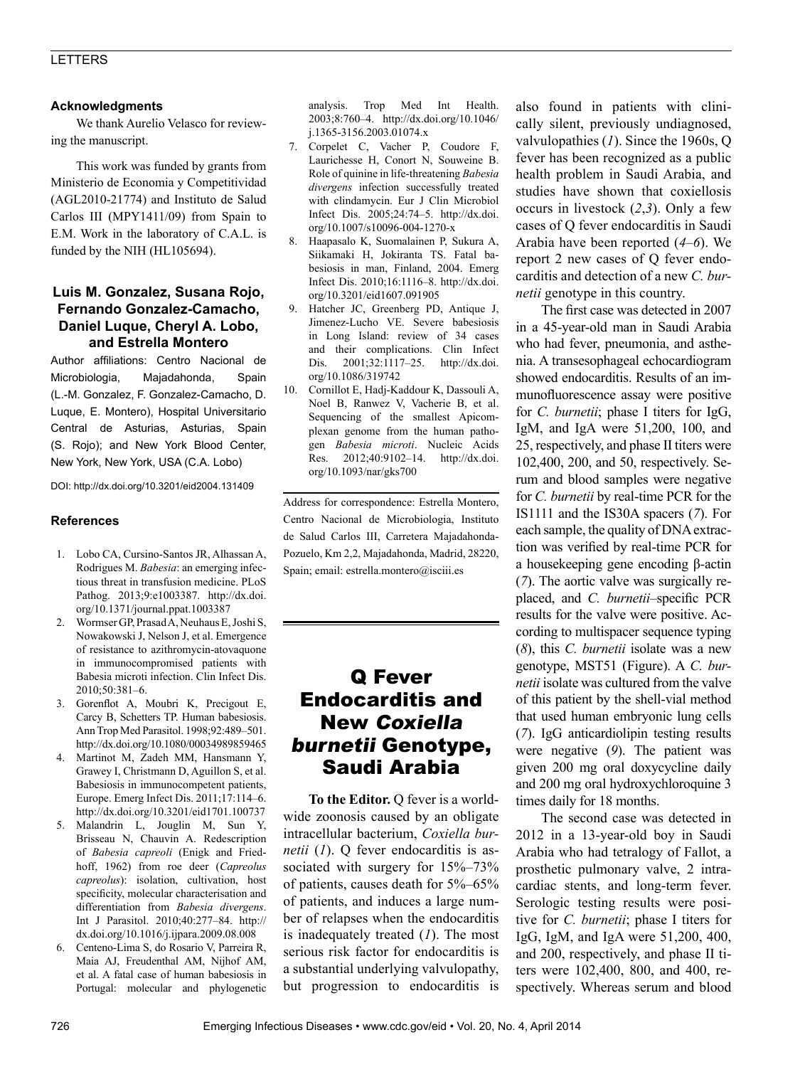## Acknowledgments

We thank Aurelio Velasco for reviewing the manuscript.

This work was funded by grants from Ministerio de Economia y Competitividad (AGL2010-21774) and Instituto de Salud Carlos III (MPY1411/09) from Spain to E.M. Work in the laboratory of C.A.L. is funded by the NIH (HL105694).

### Luis M. Gonzalez, Susana Rojo, Fernando Gonzalez-Camacho, Daniel Luque, Cheryl A. Lobo, and Estrella Montero

Author affiliations: Centro Nacional de Microbiologia, Majadahonda, Spain (L.-M. Gonzalez, F. Gonzalez-Camacho, D. Luque, E. Montero), Hospital Universitario Central de Asturias, Asturias, Spain (S. Rojo); and New York Blood Center, New York, New York, USA (C.A. Lobo)

DOI: http://dx.doi.org/10.3201/eid2004.131409

## References

1. Lobo CA, Cursino-Santos JR, Alhassan A, Rodrigues M. *Babesia*: an emerging infectious threat in transfusion medicine. PLoS Pathog. 2013;9:e1003387. http://dx.doi.org/10.1371/journal.ppat.1003387
2. Wormser GP, Prasad A, Neuhaus E, Joshi S, Nowakowski J, Nelson J, et al. Emergence of resistance to azithromycin-atovaquone in immunocompromised patients with Babesia microti infection. Clin Infect Dis. 2010;50:381–6.
3. Gorenflot A, Moubri K, Precigout E, Carcy B, Schetters TP. Human babesiosis. Ann Trop Med Parasitol. 1998;92:489–501. http://dx.doi.org/10.1080/00034989859465
4. Martinot M, Zadeh MM, Hansmann Y, Grawey I, Christmann D, Aguillon S, et al. Babesiosis in immunocompetent patients, Europe. Emerg Infect Dis. 2011;17:114–6. http://dx.doi.org/10.3201/eid1701.100737
5. Malandrin L, Jouglin M, Sun Y, Brisseau N, Chauvin A. Redescription of *Babesia capreoli* (Enigk and Friedhoff, 1962) from roe deer (*Capreolus capreolus*): isolation, cultivation, host specificity, molecular characterisation and differentiation from *Babesia divergens*. Int J Parasitol. 2010;40:277–84. http://dx.doi.org/10.1016/j.ijpara.2009.08.008
6. Centeno-Lima S, do Rosario V, Parreira R, Maia AJ, Freudenthal AM, Nijhof AM, et al. A fatal case of human babesiosis in Portugal: molecular and phylogenetic analysis. Trop Med Int Health. 2003;8:760–4. http://dx.doi.org/10.1046/j.1365-3156.2003.01074.x
7. Corpelet C, Vacher P, Coudore F, Laurichesse H, Conort N, Souweine B. Role of quinine in life-threatening *Babesia divergens* infection successfully treated with clindamycin. Eur J Clin Microbiol Infect Dis. 2005;24:74–5. http://dx.doi.org/10.1007/s10096-004-1270-x
8. Haapasalo K, Suomalainen P, Sukura A, Siikamaki H, Jokiranta TS. Fatal babesiosis in man, Finland, 2004. Emerg Infect Dis. 2010;16:1116–8. http://dx.doi.org/10.3201/eid1607.091905
9. Hatcher JC, Greenberg PD, Antique J, Jimenez-Lucho VE. Severe babesiosis in Long Island: review of 34 cases and their complications. Clin Infect Dis. 2001;32:1117–25. http://dx.doi.org/10.1086/319742
10. Cornillot E, Hadj-Kaddour K, Dassouli A, Noel B, Ranwez V, Vacherie B, et al. Sequencing of the smallest Apicomplexan genome from the human pathogen *Babesia microti*. Nucleic Acids Res. 2012;40:9102–14. http://dx.doi.org/10.1093/nar/gks700

Address for correspondence: Estrella Montero, Centro Nacional de Microbiologia, Instituto de Salud Carlos III, Carretera Majadahonda-Pozuelo, Km 2,2, Majadahonda, Madrid, 28220, Spain; email: estrella.montero@isciii.es

# Q Fever Endocarditis and New *Coxiella burnetii* Genotype, Saudi Arabia

**To the Editor.** Q fever is a worldwide zoonosis caused by an obligate intracellular bacterium, *Coxiella burnetii* (*1*). Q fever endocarditis is associated with surgery for 15%–73% of patients, causes death for 5%–65% of patients, and induces a large number of relapses when the endocarditis is inadequately treated (*1*). The most serious risk factor for endocarditis is a substantial underlying valvulopathy, but progression to endocarditis is also found in patients with clinically silent, previously undiagnosed, valvulopathies (*1*). Since the 1960s, Q fever has been recognized as a public health problem in Saudi Arabia, and studies have shown that coxiellosis occurs in livestock (*2*,*3*). Only a few cases of Q fever endocarditis in Saudi Arabia have been reported (*4*–*6*). We report 2 new cases of Q fever endocarditis and detection of a new *C. burnetii* genotype in this country.

The first case was detected in 2007 in a 45-year-old man in Saudi Arabia who had fever, pneumonia, and asthenia. A transesophageal echocardiogram showed endocarditis. Results of an immunofluorescence assay were positive for *C. burnetii*; phase I titers for IgG, IgM, and IgA were 51,200, 100, and 25, respectively, and phase II titers were 102,400, 200, and 50, respectively. Serum and blood samples were negative for *C. burnetii* by real-time PCR for the IS1111 and the IS30A spacers (*7*). For each sample, the quality of DNA extraction was verified by real-time PCR for a housekeeping gene encoding β-actin (*7*). The aortic valve was surgically replaced, and *C. burnetii*–specific PCR results for the valve were positive. According to multispacer sequence typing (*8*), this *C. burnetii* isolate was a new genotype, MST51 (Figure). A *C. burnetii* isolate was cultured from the valve of this patient by the shell-vial method that used human embryonic lung cells (*7*). IgG anticardiolipin testing results were negative (*9*). The patient was given 200 mg oral doxycycline daily and 200 mg oral hydroxychloroquine 3 times daily for 18 months.

The second case was detected in 2012 in a 13-year-old boy in Saudi Arabia who had tetralogy of Fallot, a prosthetic pulmonary valve, 2 intracardiac stents, and long-term fever. Serologic testing results were positive for *C. burnetii*; phase I titers for IgG, IgM, and IgA were 51,200, 400, and 200, respectively, and phase II titers were 102,400, 800, and 400, respectively. Whereas serum and blood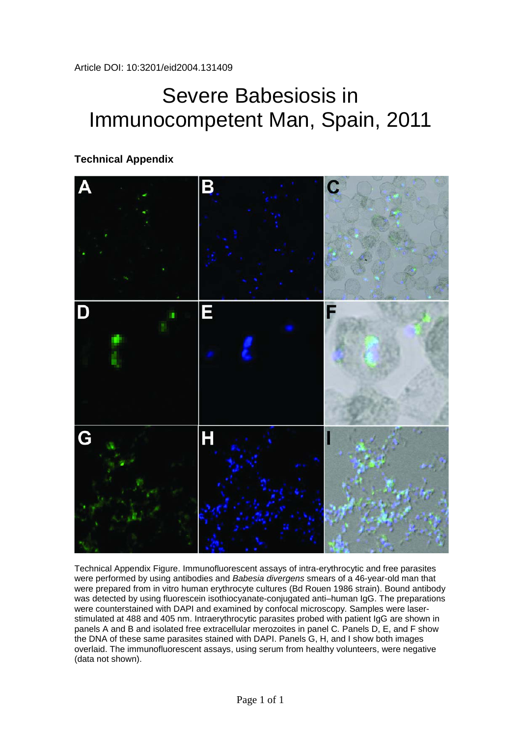Article DOI: 10:3201/eid2004.131409

# Severe Babesiosis in Immunocompetent Man, Spain, 2011

## Technical Appendix

A

B

C

D

E

F

G

H

I

Technical Appendix Figure. Immunofluorescent assays of intra-erythrocytic and free parasites were performed by using antibodies and *Babesia divergens* smears of a 46-year-old man that were prepared from in vitro human erythrocyte cultures (Bd Rouen 1986 strain). Bound antibody was detected by using fluorescein isothiocyanate-conjugated anti–human IgG. The preparations were counterstained with DAPI and examined by confocal microscopy. Samples were laser-stimulated at 488 and 405 nm. Intraerythrocytic parasites probed with patient IgG are shown in panels A and B and isolated free extracellular merozoites in panel C. Panels D, E, and F show the DNA of these same parasites stained with DAPI. Panels G, H, and I show both images overlaid. The immunofluorescent assays, using serum from healthy volunteers, were negative (data not shown).